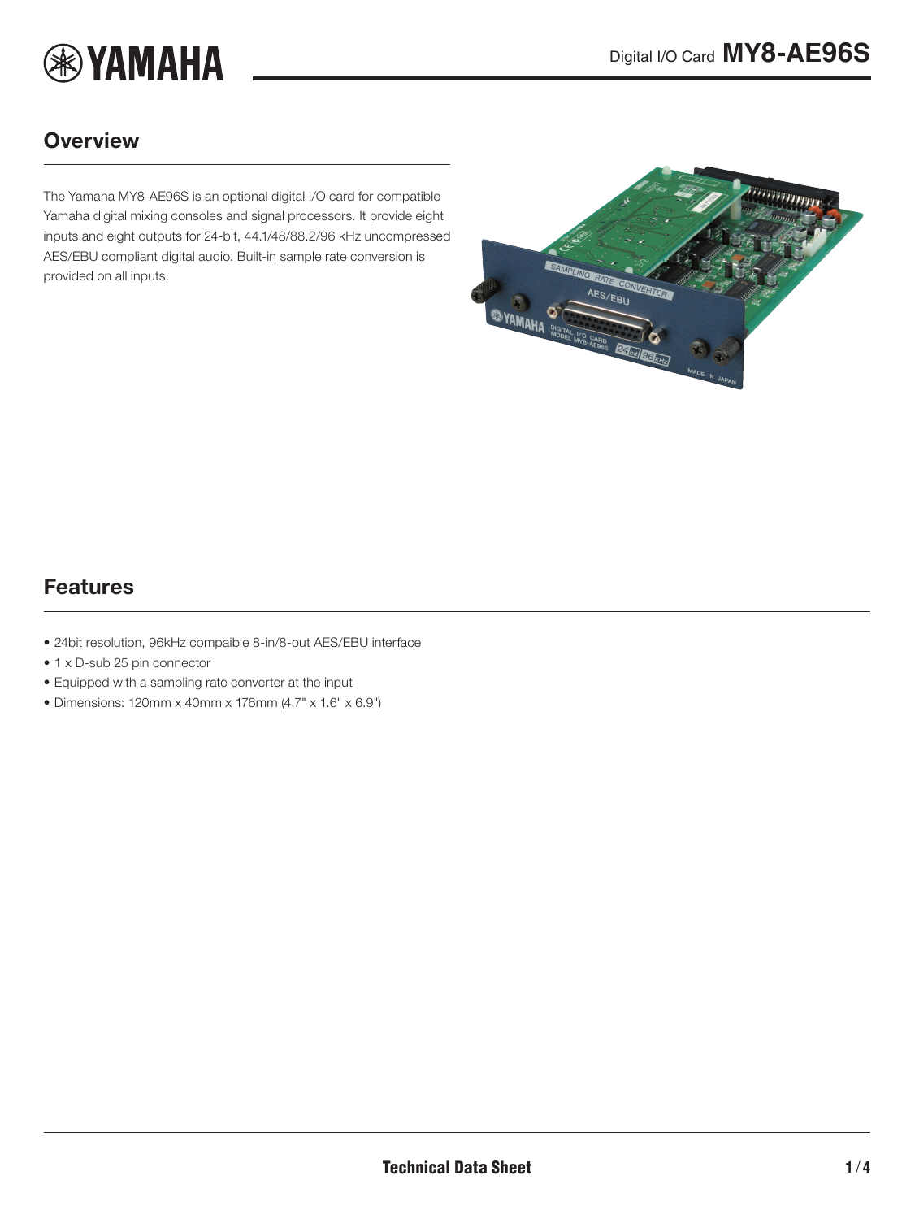# Digital I/O Card MY8-AE96S

## Overview

The Yamaha MY8-AE96S is an optional digital I/O card for compatible Yamaha digital mixing consoles and signal processors. It provide eight inputs and eight outputs for 24-bit, 44.1/48/88.2/96 kHz uncompressed AES/EBU compliant digital audio. Built-in sample rate conversion is provided on all inputs.

## Features

- 24bit resolution, 96kHz compaible 8-in/8-out AES/EBU interface
- 1 x D-sub 25 pin connector
- Equipped with a sampling rate converter at the input
- Dimensions: 120mm x 40mm x 176mm (4.7" x 1.6" x 6.9")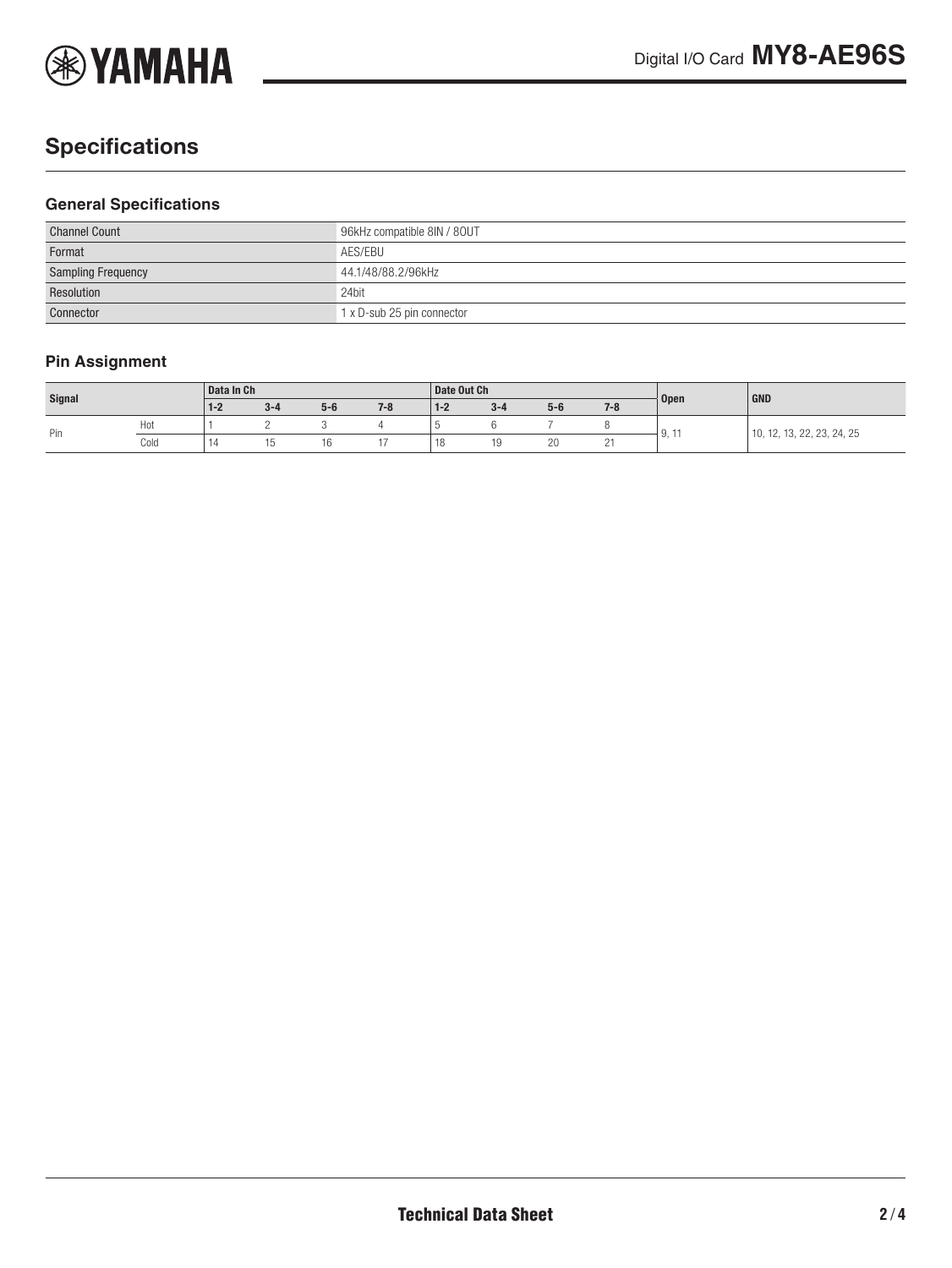## Specifications

### General Specifications

| | |
|---|---|
| Channel Count | 96kHz compatible 8IN / 8OUT |
| Format | AES/EBU |
| Sampling Frequency | 44.1/48/88.2/96kHz |
| Resolution | 24bit |
| Connector | 1 x D-sub 25 pin connector |

### Pin Assignment

| Signal | | Data In Ch | | | | Date Out Ch | | | | Open | GND |
|---|---|---|---|---|---|---|---|---|---|---|---|
| | | 1-2 | 3-4 | 5-6 | 7-8 | 1-2 | 3-4 | 5-6 | 7-8 | | |
| Pin | Hot | 1 | 2 | 3 | 4 | 5 | 6 | 7 | 8 | 9, 11 | 10, 12, 13, 22, 23, 24, 25 |
| | Cold | 14 | 15 | 16 | 17 | 18 | 19 | 20 | 21 | | |

Technical Data Sheet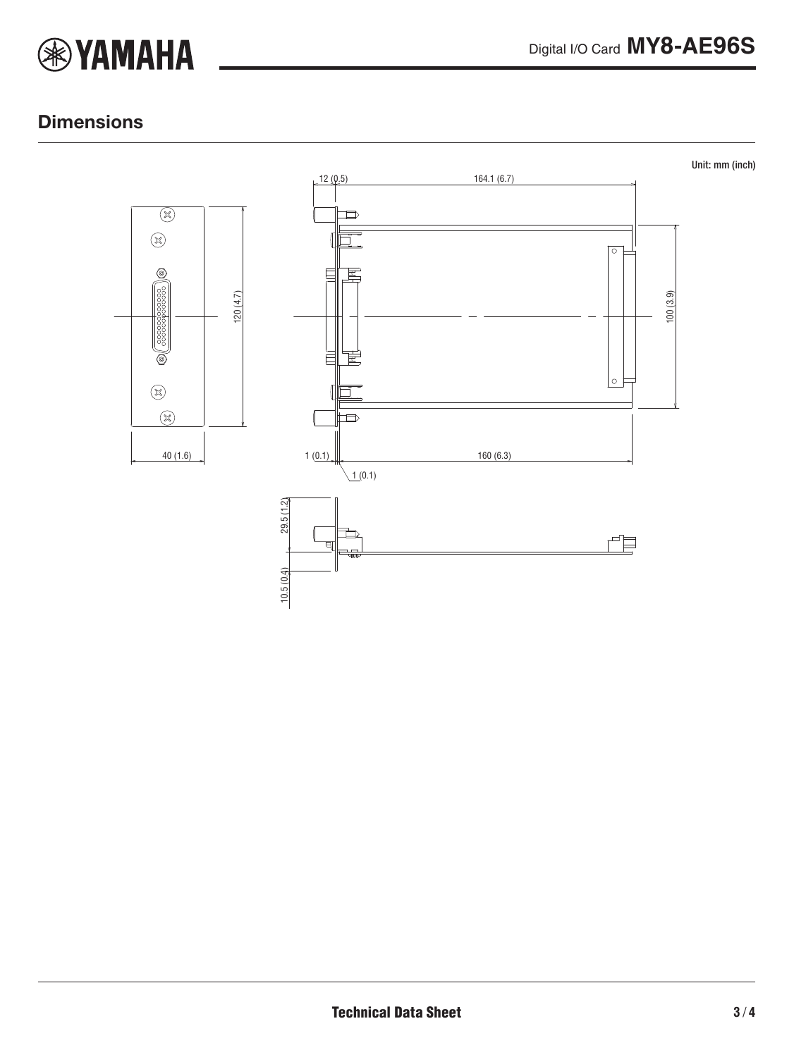## Dimensions

Unit: mm (inch)

12 (0.5)

164.1 (6.7)

120 (4.7)

100 (3.9)

40 (1.6)

1 (0.1)

160 (6.3)

1 (0.1)

29.5 (1.2)

10.5 (0.4)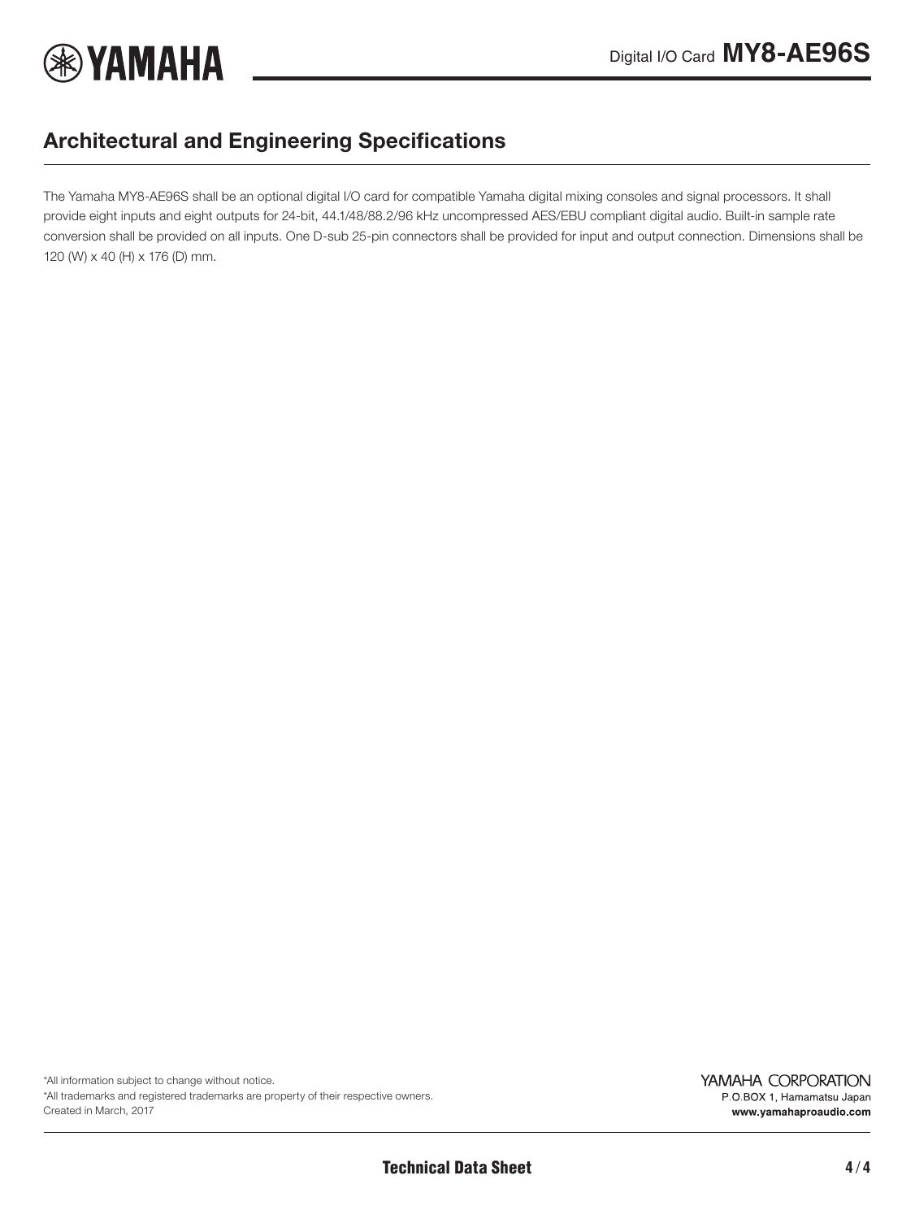## Architectural and Engineering Specifications

The Yamaha MY8-AE96S shall be an optional digital I/O card for compatible Yamaha digital mixing consoles and signal processors. It shall provide eight inputs and eight outputs for 24-bit, 44.1/48/88.2/96 kHz uncompressed AES/EBU compliant digital audio. Built-in sample rate conversion shall be provided on all inputs. One D-sub 25-pin connectors shall be provided for input and output connection. Dimensions shall be 120 (W) x 40 (H) x 176 (D) mm.

*All information subject to change without notice.
*All trademarks and registered trademarks are property of their respective owners.
Created in March, 2017

YAMAHA CORPORATION
P.O.BOX 1, Hamamatsu Japan
**www.yamahaproaudio.com**